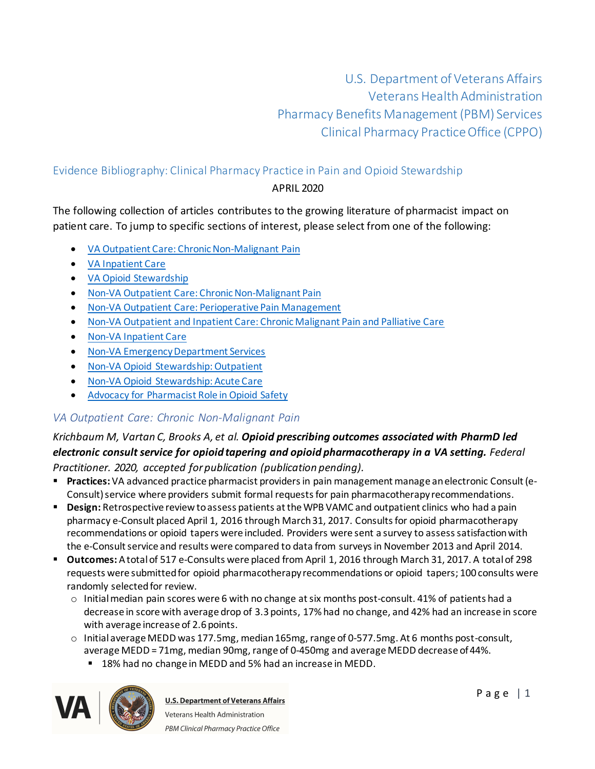U.S. Department of Veterans Affairs
Veterans Health Administration
Pharmacy Benefits Management (PBM) Services
Clinical Pharmacy Practice Office (CPPO)

## Evidence Bibliography: Clinical Pharmacy Practice in Pain and Opioid Stewardship

APRIL 2020

The following collection of articles contributes to the growing literature of pharmacist impact on patient care. To jump to specific sections of interest, please select from one of the following:

- VA Outpatient Care: Chronic Non-Malignant Pain
- VA Inpatient Care
- VA Opioid Stewardship
- Non-VA Outpatient Care: Chronic Non-Malignant Pain
- Non-VA Outpatient Care: Perioperative Pain Management
- Non-VA Outpatient and Inpatient Care: Chronic Malignant Pain and Palliative Care
- Non-VA Inpatient Care
- Non-VA Emergency Department Services
- Non-VA Opioid Stewardship: Outpatient
- Non-VA Opioid Stewardship: Acute Care
- Advocacy for Pharmacist Role in Opioid Safety

### *VA Outpatient Care: Chronic Non-Malignant Pain*

*Krichbaum M, Vartan C, Brooks A, et al.* ***Opioid prescribing outcomes associated with PharmD led electronic consult service for opioid tapering and opioid pharmacotherapy in a VA setting.*** *Federal Practitioner. 2020, accepted for publication (publication pending).*

- **Practices:** VA advanced practice pharmacist providers in pain management manage an electronic Consult (e-Consult) service where providers submit formal requests for pain pharmacotherapy recommendations.
- **Design:** Retrospective review to assess patients at the WPB VAMC and outpatient clinics who had a pain pharmacy e-Consult placed April 1, 2016 through March 31, 2017. Consults for opioid pharmacotherapy recommendations or opioid tapers were included. Providers were sent a survey to assess satisfaction with the e-Consult service and results were compared to data from surveys in November 2013 and April 2014.
- **Outcomes:** A total of 517 e-Consults were placed from April 1, 2016 through March 31, 2017. A total of 298 requests were submitted for opioid pharmacotherapy recommendations or opioid tapers; 100 consults were randomly selected for review.
  - Initial median pain scores were 6 with no change at six months post-consult. 41% of patients had a decrease in score with average drop of 3.3 points, 17% had no change, and 42% had an increase in score with average increase of 2.6 points.
  - Initial average MEDD was 177.5mg, median 165mg, range of 0-577.5mg. At 6 months post-consult, average MEDD = 71mg, median 90mg, range of 0-450mg and average MEDD decrease of 44%.
    - 18% had no change in MEDD and 5% had an increase in MEDD.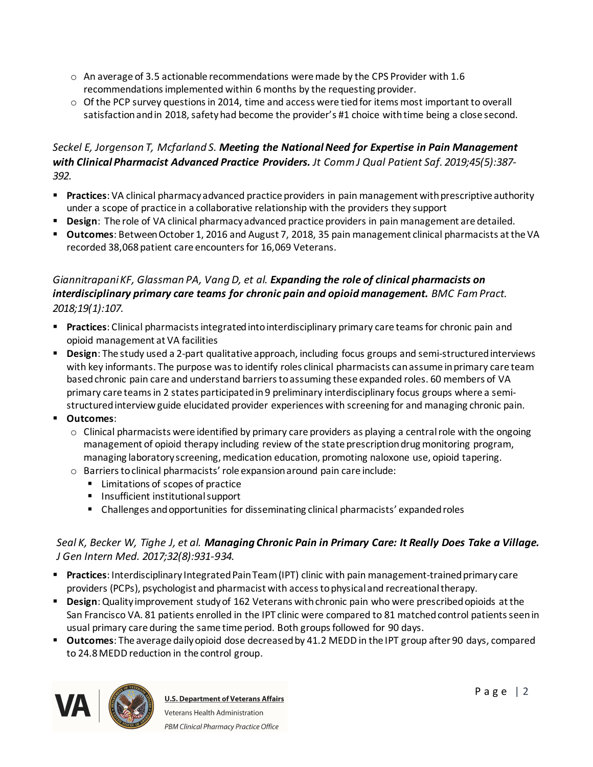- An average of 3.5 actionable recommendations were made by the CPS Provider with 1.6 recommendations implemented within 6 months by the requesting provider.
  - Of the PCP survey questions in 2014, time and access were tied for items most important to overall satisfaction and in 2018, safety had become the provider's #1 choice with time being a close second.

*Seckel E, Jorgenson T, Mcfarland S.* ***Meeting the National Need for Expertise in Pain Management with Clinical Pharmacist Advanced Practice Providers.*** *Jt Comm J Qual Patient Saf. 2019;45(5):387-392.*

- **Practices**: VA clinical pharmacy advanced practice providers in pain management with prescriptive authority under a scope of practice in a collaborative relationship with the providers they support
- **Design**: The role of VA clinical pharmacy advanced practice providers in pain management are detailed.
- **Outcomes**: Between October 1, 2016 and August 7, 2018, 35 pain management clinical pharmacists at the VA recorded 38,068 patient care encounters for 16,069 Veterans.

*Giannitrapani KF, Glassman PA, Vang D, et al.* ***Expanding the role of clinical pharmacists on interdisciplinary primary care teams for chronic pain and opioid management.*** *BMC Fam Pract. 2018;19(1):107.*

- **Practices**: Clinical pharmacists integrated into interdisciplinary primary care teams for chronic pain and opioid management at VA facilities
- **Design**: The study used a 2-part qualitative approach, including focus groups and semi-structured interviews with key informants. The purpose was to identify roles clinical pharmacists can assume in primary care team based chronic pain care and understand barriers to assuming these expanded roles. 60 members of VA primary care teams in 2 states participated in 9 preliminary interdisciplinary focus groups where a semi-structured interview guide elucidated provider experiences with screening for and managing chronic pain.
- **Outcomes**:
  - Clinical pharmacists were identified by primary care providers as playing a central role with the ongoing management of opioid therapy including review of the state prescription drug monitoring program, managing laboratory screening, medication education, promoting naloxone use, opioid tapering.
  - Barriers to clinical pharmacists' role expansion around pain care include:
    - Limitations of scopes of practice
    - Insufficient institutional support
    - Challenges and opportunities for disseminating clinical pharmacists' expanded roles

*Seal K, Becker W, Tighe J, et al.* ***Managing Chronic Pain in Primary Care: It Really Does Take a Village.*** *J Gen Intern Med. 2017;32(8):931-934.*

- **Practices**: Interdisciplinary Integrated Pain Team (IPT) clinic with pain management-trained primary care providers (PCPs), psychologist and pharmacist with access to physical and recreational therapy.
- **Design**: Quality improvement study of 162 Veterans with chronic pain who were prescribed opioids at the San Francisco VA. 81 patients enrolled in the IPT clinic were compared to 81 matched control patients seen in usual primary care during the same time period. Both groups followed for 90 days.
- **Outcomes**: The average daily opioid dose decreased by 41.2 MEDD in the IPT group after 90 days, compared to 24.8 MEDD reduction in the control group.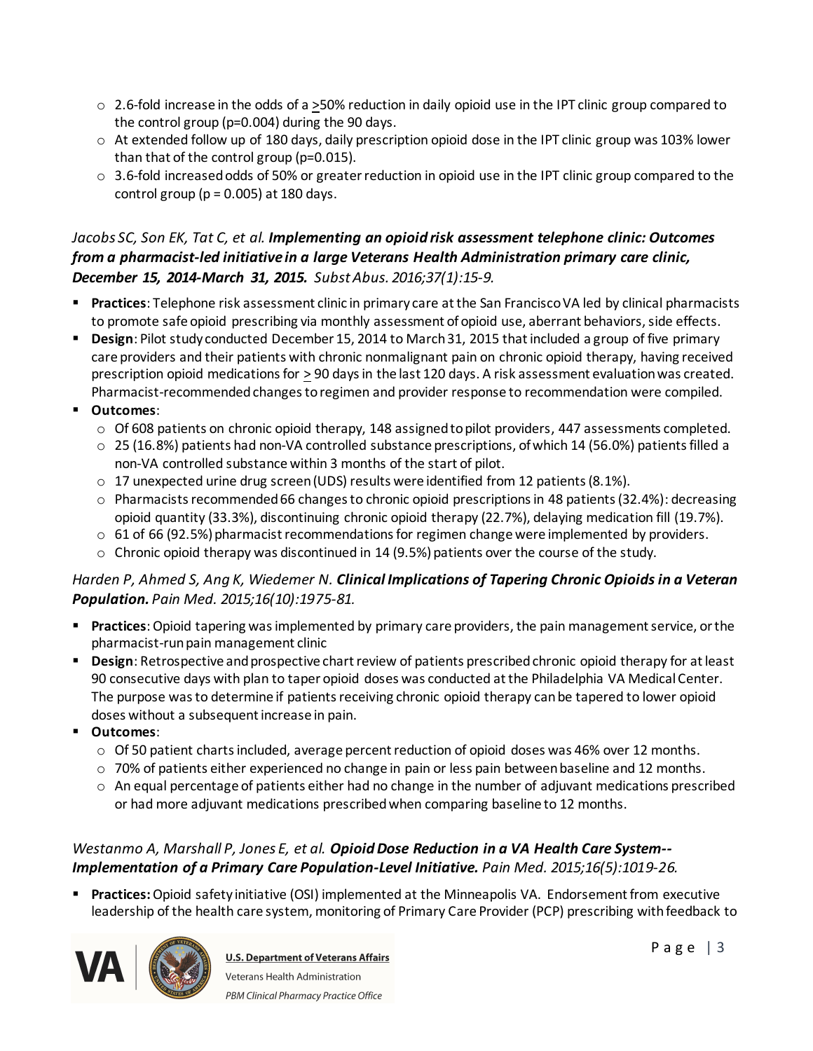- 2.6-fold increase in the odds of a ≥50% reduction in daily opioid use in the IPT clinic group compared to the control group (p=0.004) during the 90 days.
- At extended follow up of 180 days, daily prescription opioid dose in the IPT clinic group was 103% lower than that of the control group (p=0.015).
- 3.6-fold increased odds of 50% or greater reduction in opioid use in the IPT clinic group compared to the control group (p = 0.005) at 180 days.

*Jacobs SC, Son EK, Tat C, et al.* ***Implementing an opioid risk assessment telephone clinic: Outcomes from a pharmacist-led initiative in a large Veterans Health Administration primary care clinic, December 15, 2014-March 31, 2015.*** *Subst Abus. 2016;37(1):15-9.*

- **Practices**: Telephone risk assessment clinic in primary care at the San Francisco VA led by clinical pharmacists to promote safe opioid prescribing via monthly assessment of opioid use, aberrant behaviors, side effects.
- **Design**: Pilot study conducted December 15, 2014 to March 31, 2015 that included a group of five primary care providers and their patients with chronic nonmalignant pain on chronic opioid therapy, having received prescription opioid medications for ≥ 90 days in the last 120 days. A risk assessment evaluation was created. Pharmacist-recommended changes to regimen and provider response to recommendation were compiled.
- **Outcomes**:
  - Of 608 patients on chronic opioid therapy, 148 assigned to pilot providers, 447 assessments completed.
  - 25 (16.8%) patients had non-VA controlled substance prescriptions, of which 14 (56.0%) patients filled a non-VA controlled substance within 3 months of the start of pilot.
  - 17 unexpected urine drug screen (UDS) results were identified from 12 patients (8.1%).
  - Pharmacists recommended 66 changes to chronic opioid prescriptions in 48 patients (32.4%): decreasing opioid quantity (33.3%), discontinuing chronic opioid therapy (22.7%), delaying medication fill (19.7%).
  - 61 of 66 (92.5%) pharmacist recommendations for regimen change were implemented by providers.
  - Chronic opioid therapy was discontinued in 14 (9.5%) patients over the course of the study.

*Harden P, Ahmed S, Ang K, Wiedemer N.* ***Clinical Implications of Tapering Chronic Opioids in a Veteran Population.*** *Pain Med. 2015;16(10):1975-81.*

- **Practices**: Opioid tapering was implemented by primary care providers, the pain management service, or the pharmacist-run pain management clinic
- **Design**: Retrospective and prospective chart review of patients prescribed chronic opioid therapy for at least 90 consecutive days with plan to taper opioid doses was conducted at the Philadelphia VA Medical Center. The purpose was to determine if patients receiving chronic opioid therapy can be tapered to lower opioid doses without a subsequent increase in pain.
- **Outcomes**:
  - Of 50 patient charts included, average percent reduction of opioid doses was 46% over 12 months.
  - 70% of patients either experienced no change in pain or less pain between baseline and 12 months.
  - An equal percentage of patients either had no change in the number of adjuvant medications prescribed or had more adjuvant medications prescribed when comparing baseline to 12 months.

*Westanmo A, Marshall P, Jones E, et al.* ***Opioid Dose Reduction in a VA Health Care System--Implementation of a Primary Care Population-Level Initiative.*** *Pain Med. 2015;16(5):1019-26.*

- **Practices:** Opioid safety initiative (OSI) implemented at the Minneapolis VA. Endorsement from executive leadership of the health care system, monitoring of Primary Care Provider (PCP) prescribing with feedback to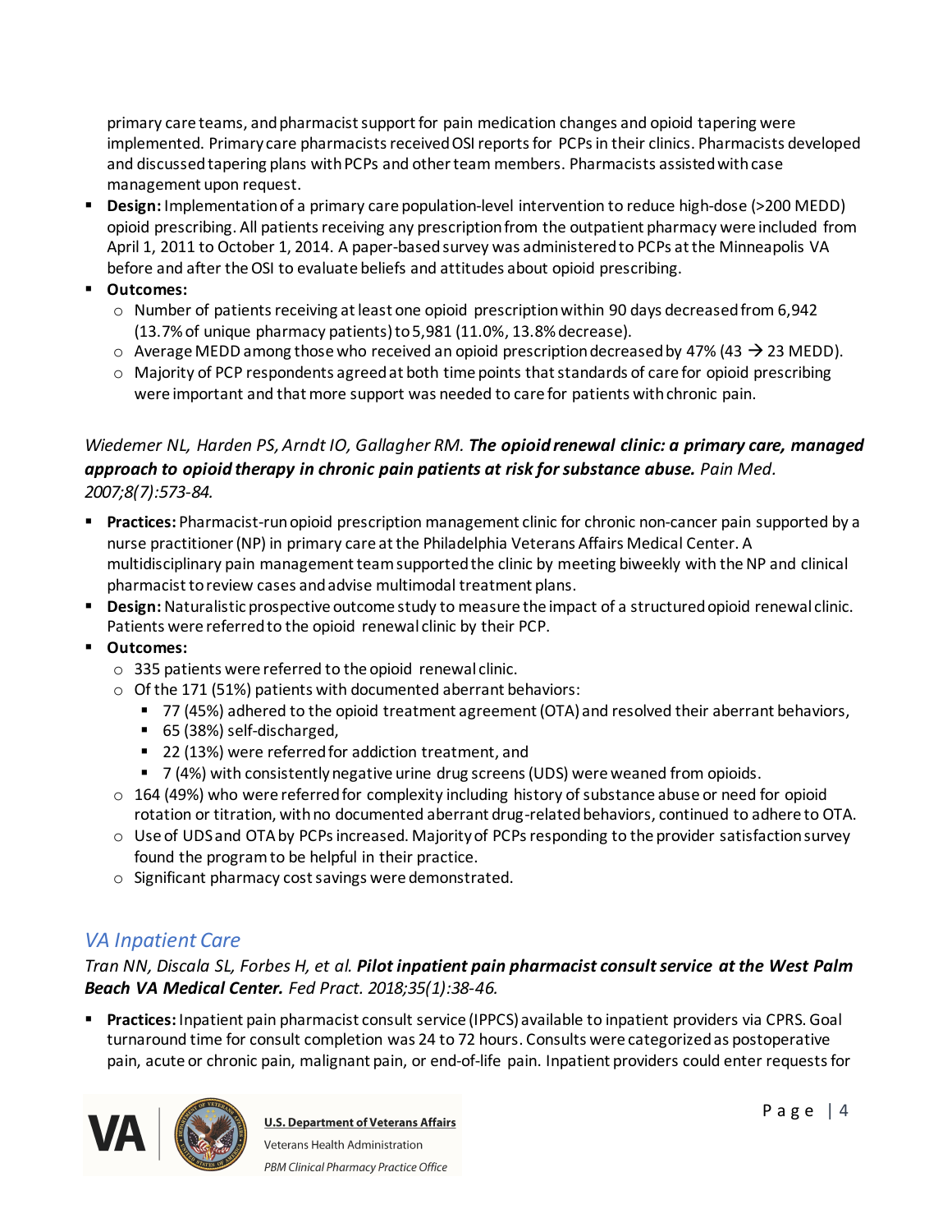primary care teams, and pharmacist support for pain medication changes and opioid tapering were implemented. Primary care pharmacists received OSI reports for PCPs in their clinics. Pharmacists developed and discussed tapering plans with PCPs and other team members. Pharmacists assisted with case management upon request.

- **Design:** Implementation of a primary care population-level intervention to reduce high-dose (>200 MEDD) opioid prescribing. All patients receiving any prescription from the outpatient pharmacy were included from April 1, 2011 to October 1, 2014. A paper-based survey was administered to PCPs at the Minneapolis VA before and after the OSI to evaluate beliefs and attitudes about opioid prescribing.
- **Outcomes:**
  - Number of patients receiving at least one opioid prescription within 90 days decreased from 6,942 (13.7% of unique pharmacy patients) to 5,981 (11.0%, 13.8% decrease).
  - Average MEDD among those who received an opioid prescription decreased by 47% (43 → 23 MEDD).
  - Majority of PCP respondents agreed at both time points that standards of care for opioid prescribing were important and that more support was needed to care for patients with chronic pain.

*Wiedemer NL, Harden PS, Arndt IO, Gallagher RM.* ***The opioid renewal clinic: a primary care, managed approach to opioid therapy in chronic pain patients at risk for substance abuse.*** *Pain Med. 2007;8(7):573-84.*

- **Practices:** Pharmacist-run opioid prescription management clinic for chronic non-cancer pain supported by a nurse practitioner (NP) in primary care at the Philadelphia Veterans Affairs Medical Center. A multidisciplinary pain management team supported the clinic by meeting biweekly with the NP and clinical pharmacist to review cases and advise multimodal treatment plans.
- **Design:** Naturalistic prospective outcome study to measure the impact of a structured opioid renewal clinic. Patients were referred to the opioid renewal clinic by their PCP.
- **Outcomes:**
  - 335 patients were referred to the opioid renewal clinic.
  - Of the 171 (51%) patients with documented aberrant behaviors:
    - 77 (45%) adhered to the opioid treatment agreement (OTA) and resolved their aberrant behaviors,
    - 65 (38%) self-discharged,
    - 22 (13%) were referred for addiction treatment, and
    - 7 (4%) with consistently negative urine drug screens (UDS) were weaned from opioids.
  - 164 (49%) who were referred for complexity including history of substance abuse or need for opioid rotation or titration, with no documented aberrant drug-related behaviors, continued to adhere to OTA.
  - Use of UDS and OTA by PCPs increased. Majority of PCPs responding to the provider satisfaction survey found the program to be helpful in their practice.
  - Significant pharmacy cost savings were demonstrated.

## *VA Inpatient Care*

*Tran NN, Discala SL, Forbes H, et al.* ***Pilot inpatient pain pharmacist consult service at the West Palm Beach VA Medical Center.*** *Fed Pract. 2018;35(1):38-46.*

- **Practices:** Inpatient pain pharmacist consult service (IPPCS) available to inpatient providers via CPRS. Goal turnaround time for consult completion was 24 to 72 hours. Consults were categorized as postoperative pain, acute or chronic pain, malignant pain, or end-of-life pain. Inpatient providers could enter requests for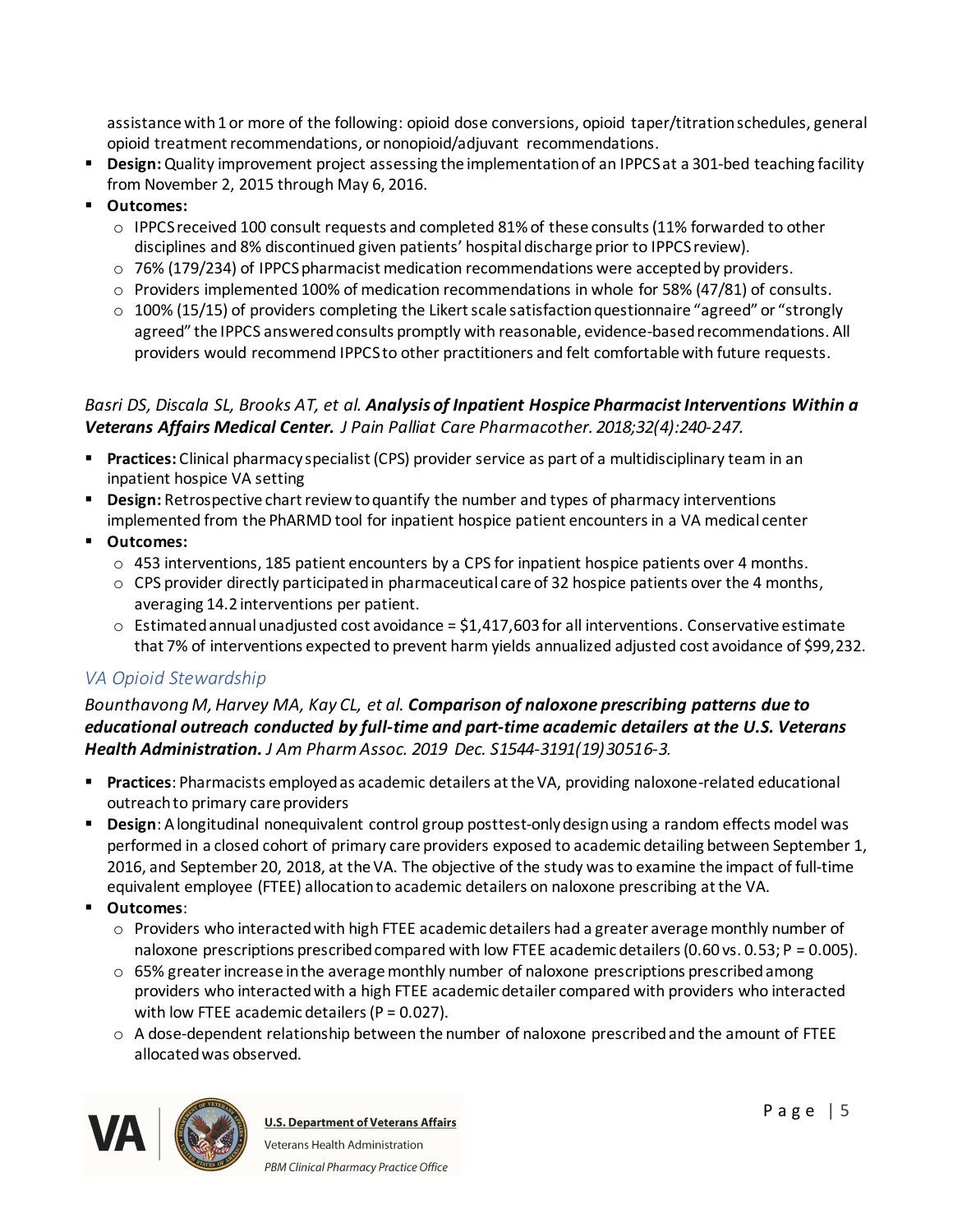assistance with 1 or more of the following: opioid dose conversions, opioid taper/titration schedules, general opioid treatment recommendations, or nonopioid/adjuvant recommendations.

- **Design:** Quality improvement project assessing the implementation of an IPPCS at a 301-bed teaching facility from November 2, 2015 through May 6, 2016.
- **Outcomes:**
  - IPPCS received 100 consult requests and completed 81% of these consults (11% forwarded to other disciplines and 8% discontinued given patients' hospital discharge prior to IPPCS review).
  - 76% (179/234) of IPPCS pharmacist medication recommendations were accepted by providers.
  - Providers implemented 100% of medication recommendations in whole for 58% (47/81) of consults.
  - 100% (15/15) of providers completing the Likert scale satisfaction questionnaire "agreed" or "strongly agreed" the IPPCS answered consults promptly with reasonable, evidence-based recommendations. All providers would recommend IPPCS to other practitioners and felt comfortable with future requests.

*Basri DS, Discala SL, Brooks AT, et al.* ***Analysis of Inpatient Hospice Pharmacist Interventions Within a Veterans Affairs Medical Center.*** *J Pain Palliat Care Pharmacother. 2018;32(4):240-247.*

- **Practices:** Clinical pharmacy specialist (CPS) provider service as part of a multidisciplinary team in an inpatient hospice VA setting
- **Design:** Retrospective chart review to quantify the number and types of pharmacy interventions implemented from the PhARMD tool for inpatient hospice patient encounters in a VA medical center
- **Outcomes:**
  - 453 interventions, 185 patient encounters by a CPS for inpatient hospice patients over 4 months.
  - CPS provider directly participated in pharmaceutical care of 32 hospice patients over the 4 months, averaging 14.2 interventions per patient.
  - Estimated annual unadjusted cost avoidance = $1,417,603 for all interventions. Conservative estimate that 7% of interventions expected to prevent harm yields annualized adjusted cost avoidance of $99,232.

### *VA Opioid Stewardship*

*Bounthavong M, Harvey MA, Kay CL, et al.* ***Comparison of naloxone prescribing patterns due to educational outreach conducted by full-time and part-time academic detailers at the U.S. Veterans Health Administration.*** *J Am Pharm Assoc. 2019 Dec. S1544-3191(19)30516-3.*

- **Practices**: Pharmacists employed as academic detailers at the VA, providing naloxone-related educational outreach to primary care providers
- **Design**: A longitudinal nonequivalent control group posttest-only design using a random effects model was performed in a closed cohort of primary care providers exposed to academic detailing between September 1, 2016, and September 20, 2018, at the VA. The objective of the study was to examine the impact of full-time equivalent employee (FTEE) allocation to academic detailers on naloxone prescribing at the VA.
- **Outcomes**:
  - Providers who interacted with high FTEE academic detailers had a greater average monthly number of naloxone prescriptions prescribed compared with low FTEE academic detailers (0.60 vs. 0.53; P = 0.005).
  - 65% greater increase in the average monthly number of naloxone prescriptions prescribed among providers who interacted with a high FTEE academic detailer compared with providers who interacted with low FTEE academic detailers (P = 0.027).
  - A dose-dependent relationship between the number of naloxone prescribed and the amount of FTEE allocated was observed.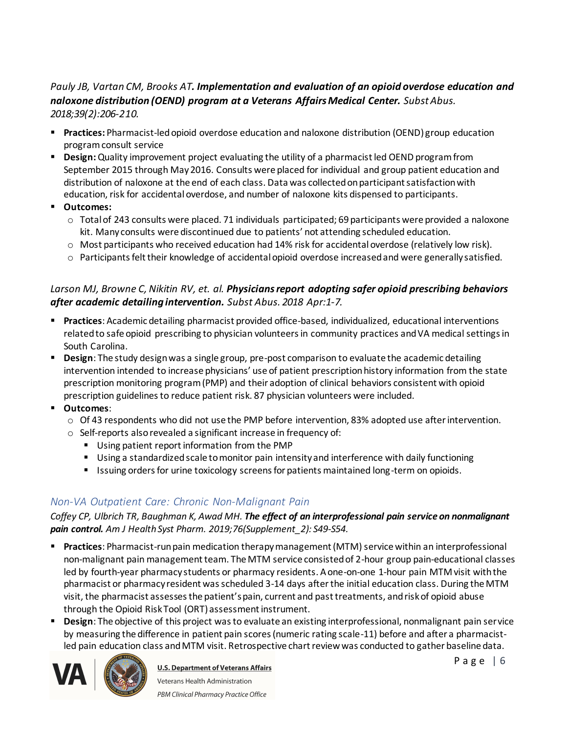*Pauly JB, Vartan CM, Brooks AT.* ***Implementation and evaluation of an opioid overdose education and naloxone distribution (OEND) program at a Veterans Affairs Medical Center.*** *Subst Abus. 2018;39(2):206-210.*

- **Practices:** Pharmacist-led opioid overdose education and naloxone distribution (OEND) group education program consult service
- **Design:** Quality improvement project evaluating the utility of a pharmacist led OEND program from September 2015 through May 2016. Consults were placed for individual and group patient education and distribution of naloxone at the end of each class. Data was collected on participant satisfaction with education, risk for accidental overdose, and number of naloxone kits dispensed to participants.
- **Outcomes:**
  - Total of 243 consults were placed. 71 individuals participated; 69 participants were provided a naloxone kit. Many consults were discontinued due to patients' not attending scheduled education.
  - Most participants who received education had 14% risk for accidental overdose (relatively low risk).
  - Participants felt their knowledge of accidental opioid overdose increased and were generally satisfied.

*Larson MJ, Browne C, Nikitin RV, et. al.* ***Physicians report adopting safer opioid prescribing behaviors after academic detailing intervention.*** *Subst Abus. 2018 Apr:1-7.*

- **Practices**: Academic detailing pharmacist provided office-based, individualized, educational interventions related to safe opioid prescribing to physician volunteers in community practices and VA medical settings in South Carolina.
- **Design**: The study design was a single group, pre-post comparison to evaluate the academic detailing intervention intended to increase physicians' use of patient prescription history information from the state prescription monitoring program (PMP) and their adoption of clinical behaviors consistent with opioid prescription guidelines to reduce patient risk. 87 physician volunteers were included.
- **Outcomes**:
  - Of 43 respondents who did not use the PMP before intervention, 83% adopted use after intervention.
  - Self-reports also revealed a significant increase in frequency of:
    - Using patient report information from the PMP
    - Using a standardized scale to monitor pain intensity and interference with daily functioning
    - Issuing orders for urine toxicology screens for patients maintained long-term on opioids.

## *Non-VA Outpatient Care: Chronic Non-Malignant Pain*

*Coffey CP, Ulbrich TR, Baughman K, Awad MH.* ***The effect of an interprofessional pain service on nonmalignant pain control.*** *Am J Health Syst Pharm. 2019;76(Supplement_2): S49-S54.*

- **Practices**: Pharmacist-run pain medication therapy management (MTM) service within an interprofessional non-malignant pain management team. The MTM service consisted of 2-hour group pain-educational classes led by fourth-year pharmacy students or pharmacy residents. A one-on-one 1-hour pain MTM visit with the pharmacist or pharmacy resident was scheduled 3-14 days after the initial education class. During the MTM visit, the pharmacist assesses the patient's pain, current and past treatments, and risk of opioid abuse through the Opioid Risk Tool (ORT) assessment instrument.
- **Design**: The objective of this project was to evaluate an existing interprofessional, nonmalignant pain service by measuring the difference in patient pain scores (numeric rating scale-11) before and after a pharmacist-led pain education class and MTM visit. Retrospective chart review was conducted to gather baseline data.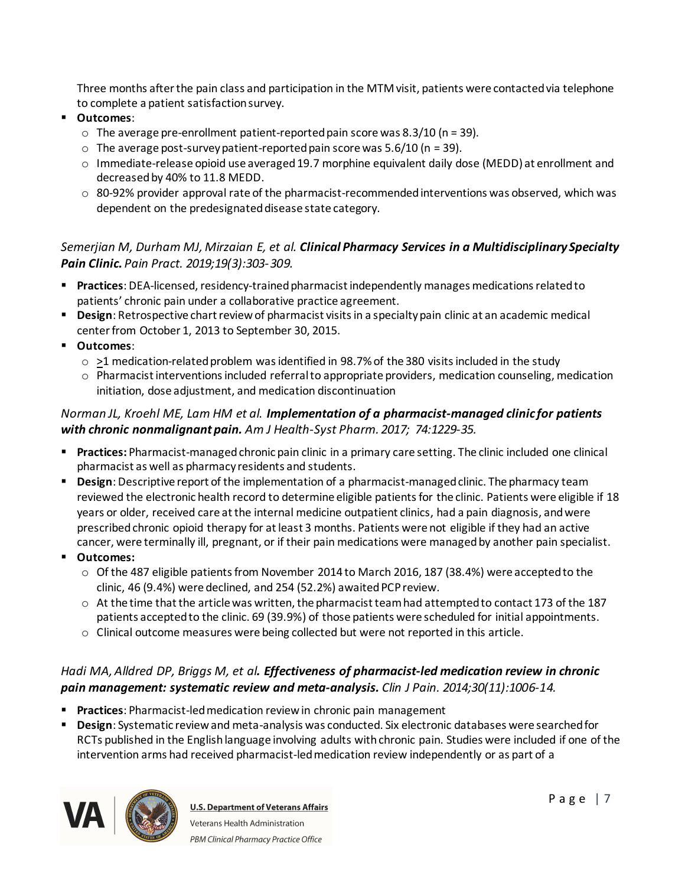Three months after the pain class and participation in the MTM visit, patients were contacted via telephone to complete a patient satisfaction survey.

- **Outcomes**:
  - The average pre-enrollment patient-reported pain score was 8.3/10 (n = 39).
  - The average post-survey patient-reported pain score was 5.6/10 (n = 39).
  - Immediate-release opioid use averaged 19.7 morphine equivalent daily dose (MEDD) at enrollment and decreased by 40% to 11.8 MEDD.
  - 80-92% provider approval rate of the pharmacist-recommended interventions was observed, which was dependent on the predesignated disease state category.

*Semerjian M, Durham MJ, Mirzaian E, et al.* ***Clinical Pharmacy Services in a Multidisciplinary Specialty Pain Clinic.*** *Pain Pract. 2019;19(3):303-309.*

- **Practices**: DEA-licensed, residency-trained pharmacist independently manages medications related to patients' chronic pain under a collaborative practice agreement.
- **Design**: Retrospective chart review of pharmacist visits in a specialty pain clinic at an academic medical center from October 1, 2013 to September 30, 2015.
- **Outcomes**:
  - ≥1 medication-related problem was identified in 98.7% of the 380 visits included in the study
  - Pharmacist interventions included referral to appropriate providers, medication counseling, medication initiation, dose adjustment, and medication discontinuation

*Norman JL, Kroehl ME, Lam HM et al.* ***Implementation of a pharmacist-managed clinic for patients with chronic nonmalignant pain.*** *Am J Health-Syst Pharm. 2017; 74:1229-35.*

- **Practices:** Pharmacist-managed chronic pain clinic in a primary care setting. The clinic included one clinical pharmacist as well as pharmacy residents and students.
- **Design**: Descriptive report of the implementation of a pharmacist-managed clinic. The pharmacy team reviewed the electronic health record to determine eligible patients for the clinic. Patients were eligible if 18 years or older, received care at the internal medicine outpatient clinics, had a pain diagnosis, and were prescribed chronic opioid therapy for at least 3 months. Patients were not eligible if they had an active cancer, were terminally ill, pregnant, or if their pain medications were managed by another pain specialist.
- **Outcomes:**
  - Of the 487 eligible patients from November 2014 to March 2016, 187 (38.4%) were accepted to the clinic, 46 (9.4%) were declined, and 254 (52.2%) awaited PCP review.
  - At the time that the article was written, the pharmacist team had attempted to contact 173 of the 187 patients accepted to the clinic. 69 (39.9%) of those patients were scheduled for initial appointments.
  - Clinical outcome measures were being collected but were not reported in this article.

*Hadi MA, Alldred DP, Briggs M, et al.* ***Effectiveness of pharmacist-led medication review in chronic pain management: systematic review and meta-analysis.*** *Clin J Pain. 2014;30(11):1006-14.*

- **Practices**: Pharmacist-led medication review in chronic pain management
- **Design**: Systematic review and meta-analysis was conducted. Six electronic databases were searched for RCTs published in the English language involving adults with chronic pain. Studies were included if one of the intervention arms had received pharmacist-led medication review independently or as part of a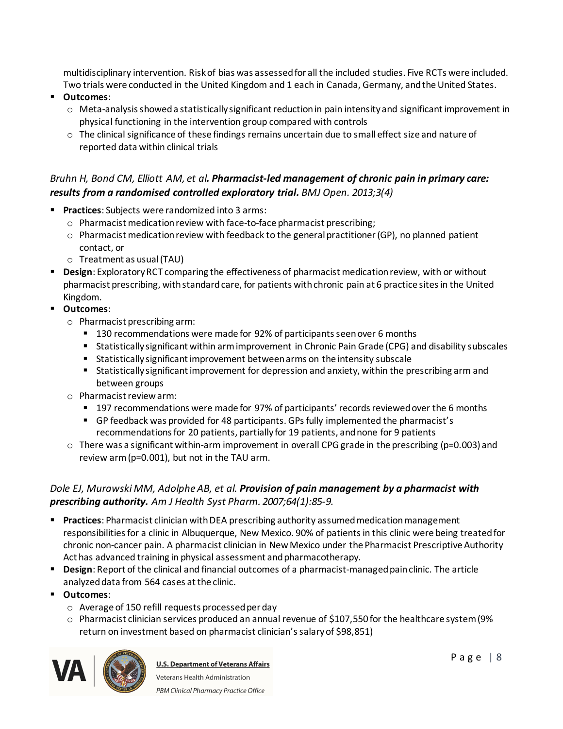multidisciplinary intervention. Risk of bias was assessed for all the included studies. Five RCTs were included. Two trials were conducted in the United Kingdom and 1 each in Canada, Germany, and the United States.

- **Outcomes**:
  - Meta-analysis showed a statistically significant reduction in pain intensity and significant improvement in physical functioning in the intervention group compared with controls
  - The clinical significance of these findings remains uncertain due to small effect size and nature of reported data within clinical trials

*Bruhn H, Bond CM, Elliott AM, et al.* ***Pharmacist-led management of chronic pain in primary care: results from a randomised controlled exploratory trial.*** *BMJ Open. 2013;3(4)*

- **Practices**: Subjects were randomized into 3 arms:
  - Pharmacist medication review with face-to-face pharmacist prescribing;
  - Pharmacist medication review with feedback to the general practitioner (GP), no planned patient contact, or
  - Treatment as usual (TAU)
- **Design**: Exploratory RCT comparing the effectiveness of pharmacist medication review, with or without pharmacist prescribing, with standard care, for patients with chronic pain at 6 practice sites in the United Kingdom.
- **Outcomes**:
  - Pharmacist prescribing arm:
    - 130 recommendations were made for 92% of participants seen over 6 months
    - Statistically significant within arm improvement in Chronic Pain Grade (CPG) and disability subscales
    - Statistically significant improvement between arms on the intensity subscale
    - Statistically significant improvement for depression and anxiety, within the prescribing arm and between groups
  - Pharmacist review arm:
    - 197 recommendations were made for 97% of participants' records reviewed over the 6 months
    - GP feedback was provided for 48 participants. GPs fully implemented the pharmacist's recommendations for 20 patients, partially for 19 patients, and none for 9 patients
  - There was a significant within-arm improvement in overall CPG grade in the prescribing ($p=0.003$) and review arm ($p=0.001$), but not in the TAU arm.

*Dole EJ, Murawski MM, Adolphe AB, et al.* ***Provision of pain management by a pharmacist with prescribing authority.*** *Am J Health Syst Pharm. 2007;64(1):85-9.*

- **Practices**: Pharmacist clinician with DEA prescribing authority assumed medication management responsibilities for a clinic in Albuquerque, New Mexico. 90% of patients in this clinic were being treated for chronic non-cancer pain. A pharmacist clinician in New Mexico under the Pharmacist Prescriptive Authority Act has advanced training in physical assessment and pharmacotherapy.
- **Design**: Report of the clinical and financial outcomes of a pharmacist-managed pain clinic. The article analyzed data from 564 cases at the clinic.
- **Outcomes**:
  - Average of 150 refill requests processed per day
  - Pharmacist clinician services produced an annual revenue of $107,550 for the healthcare system (9% return on investment based on pharmacist clinician's salary of $98,851)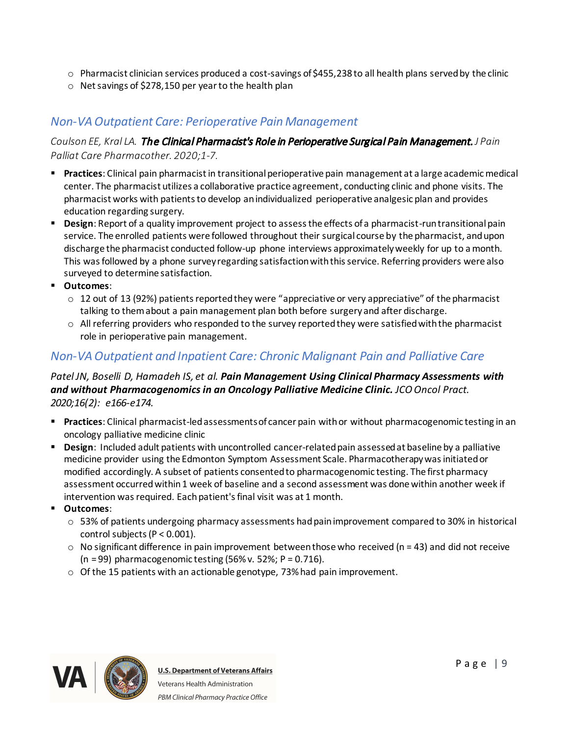- Pharmacist clinician services produced a cost-savings of $455,238 to all health plans served by the clinic
- Net savings of $278,150 per year to the health plan

## *Non-VA Outpatient Care: Perioperative Pain Management*

*Coulson EE, Kral LA.* ***The Clinical Pharmacist's Role in Perioperative Surgical Pain Management.*** *J Pain Palliat Care Pharmacother. 2020;1-7.*

- **Practices**: Clinical pain pharmacist in transitional perioperative pain management at a large academic medical center. The pharmacist utilizes a collaborative practice agreement, conducting clinic and phone visits. The pharmacist works with patients to develop an individualized perioperative analgesic plan and provides education regarding surgery.
- **Design**: Report of a quality improvement project to assess the effects of a pharmacist-run transitional pain service. The enrolled patients were followed throughout their surgical course by the pharmacist, and upon discharge the pharmacist conducted follow-up phone interviews approximately weekly for up to a month. This was followed by a phone survey regarding satisfaction with this service. Referring providers were also surveyed to determine satisfaction.
- **Outcomes**:
  - 12 out of 13 (92%) patients reported they were "appreciative or very appreciative" of the pharmacist talking to them about a pain management plan both before surgery and after discharge.
  - All referring providers who responded to the survey reported they were satisfied with the pharmacist role in perioperative pain management.

## *Non-VA Outpatient and Inpatient Care: Chronic Malignant Pain and Palliative Care*

*Patel JN, Boselli D, Hamadeh IS, et al.* ***Pain Management Using Clinical Pharmacy Assessments with and without Pharmacogenomics in an Oncology Palliative Medicine Clinic.*** *JCO Oncol Pract. 2020;16(2): e166-e174.*

- **Practices**: Clinical pharmacist-led assessments of cancer pain with or without pharmacogenomic testing in an oncology palliative medicine clinic
- **Design**: Included adult patients with uncontrolled cancer-related pain assessed at baseline by a palliative medicine provider using the Edmonton Symptom Assessment Scale. Pharmacotherapy was initiated or modified accordingly. A subset of patients consented to pharmacogenomic testing. The first pharmacy assessment occurred within 1 week of baseline and a second assessment was done within another week if intervention was required. Each patient's final visit was at 1 month.
- **Outcomes**:
  - 53% of patients undergoing pharmacy assessments had pain improvement compared to 30% in historical control subjects ($P < 0.001$).
  - No significant difference in pain improvement between those who received (n = 43) and did not receive (n = 99) pharmacogenomic testing (56% v. 52%; $P = 0.716$).
  - Of the 15 patients with an actionable genotype, 73% had pain improvement.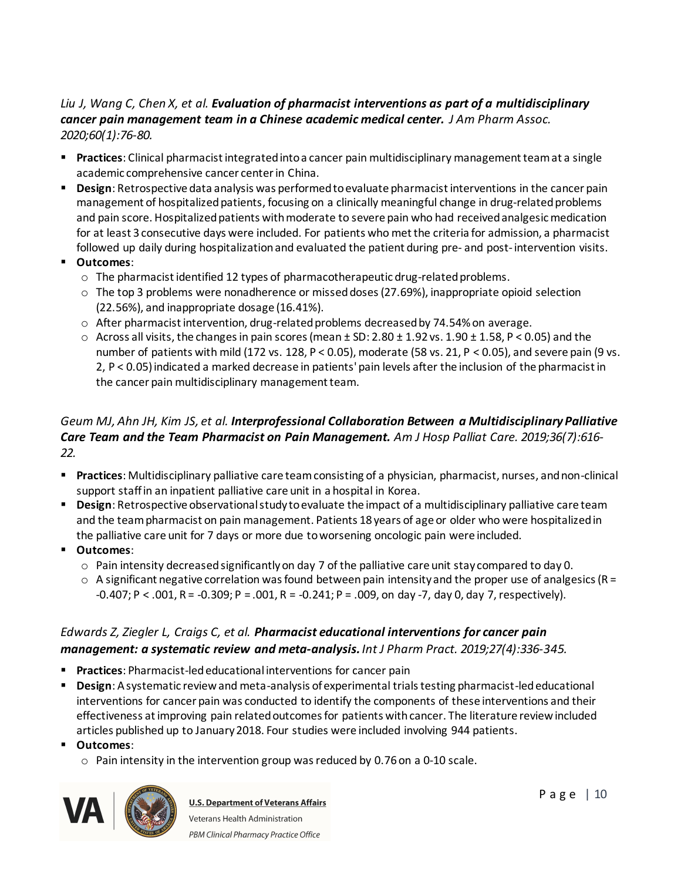*Liu J, Wang C, Chen X, et al.* ***Evaluation of pharmacist interventions as part of a multidisciplinary cancer pain management team in a Chinese academic medical center.*** *J Am Pharm Assoc. 2020;60(1):76-80.*

- **Practices**: Clinical pharmacist integrated into a cancer pain multidisciplinary management team at a single academic comprehensive cancer center in China.
- **Design**: Retrospective data analysis was performed to evaluate pharmacist interventions in the cancer pain management of hospitalized patients, focusing on a clinically meaningful change in drug-related problems and pain score. Hospitalized patients with moderate to severe pain who had received analgesic medication for at least 3 consecutive days were included. For patients who met the criteria for admission, a pharmacist followed up daily during hospitalization and evaluated the patient during pre- and post-intervention visits.
- **Outcomes**:
  - The pharmacist identified 12 types of pharmacotherapeutic drug-related problems.
  - The top 3 problems were nonadherence or missed doses (27.69%), inappropriate opioid selection (22.56%), and inappropriate dosage (16.41%).
  - After pharmacist intervention, drug-related problems decreased by 74.54% on average.
  - Across all visits, the changes in pain scores (mean ± SD: 2.80 ± 1.92 vs. 1.90 ± 1.58, $P < 0.05$) and the number of patients with mild (172 vs. 128, $P < 0.05$), moderate (58 vs. 21, $P < 0.05$), and severe pain (9 vs. 2, $P < 0.05$) indicated a marked decrease in patients' pain levels after the inclusion of the pharmacist in the cancer pain multidisciplinary management team.

*Geum MJ, Ahn JH, Kim JS, et al.* ***Interprofessional Collaboration Between a Multidisciplinary Palliative Care Team and the Team Pharmacist on Pain Management.*** *Am J Hosp Palliat Care. 2019;36(7):616-22.*

- **Practices**: Multidisciplinary palliative care team consisting of a physician, pharmacist, nurses, and non-clinical support staff in an inpatient palliative care unit in a hospital in Korea.
- **Design**: Retrospective observational study to evaluate the impact of a multidisciplinary palliative care team and the team pharmacist on pain management. Patients 18 years of age or older who were hospitalized in the palliative care unit for 7 days or more due to worsening oncologic pain were included.
- **Outcomes**:
  - Pain intensity decreased significantly on day 7 of the palliative care unit stay compared to day 0.
  - A significant negative correlation was found between pain intensity and the proper use of analgesics ($R = -0.407$; $P < .001$, $R = -0.309$; $P = .001$, $R = -0.241$; $P = .009$, on day -7, day 0, day 7, respectively).

*Edwards Z, Ziegler L, Craigs C, et al.* ***Pharmacist educational interventions for cancer pain management: a systematic review and meta-analysis.*** *Int J Pharm Pract. 2019;27(4):336-345.*

- **Practices**: Pharmacist-led educational interventions for cancer pain
- **Design**: A systematic review and meta-analysis of experimental trials testing pharmacist-led educational interventions for cancer pain was conducted to identify the components of these interventions and their effectiveness at improving pain related outcomes for patients with cancer. The literature review included articles published up to January 2018. Four studies were included involving 944 patients.
- **Outcomes**:
  - Pain intensity in the intervention group was reduced by 0.76 on a 0-10 scale.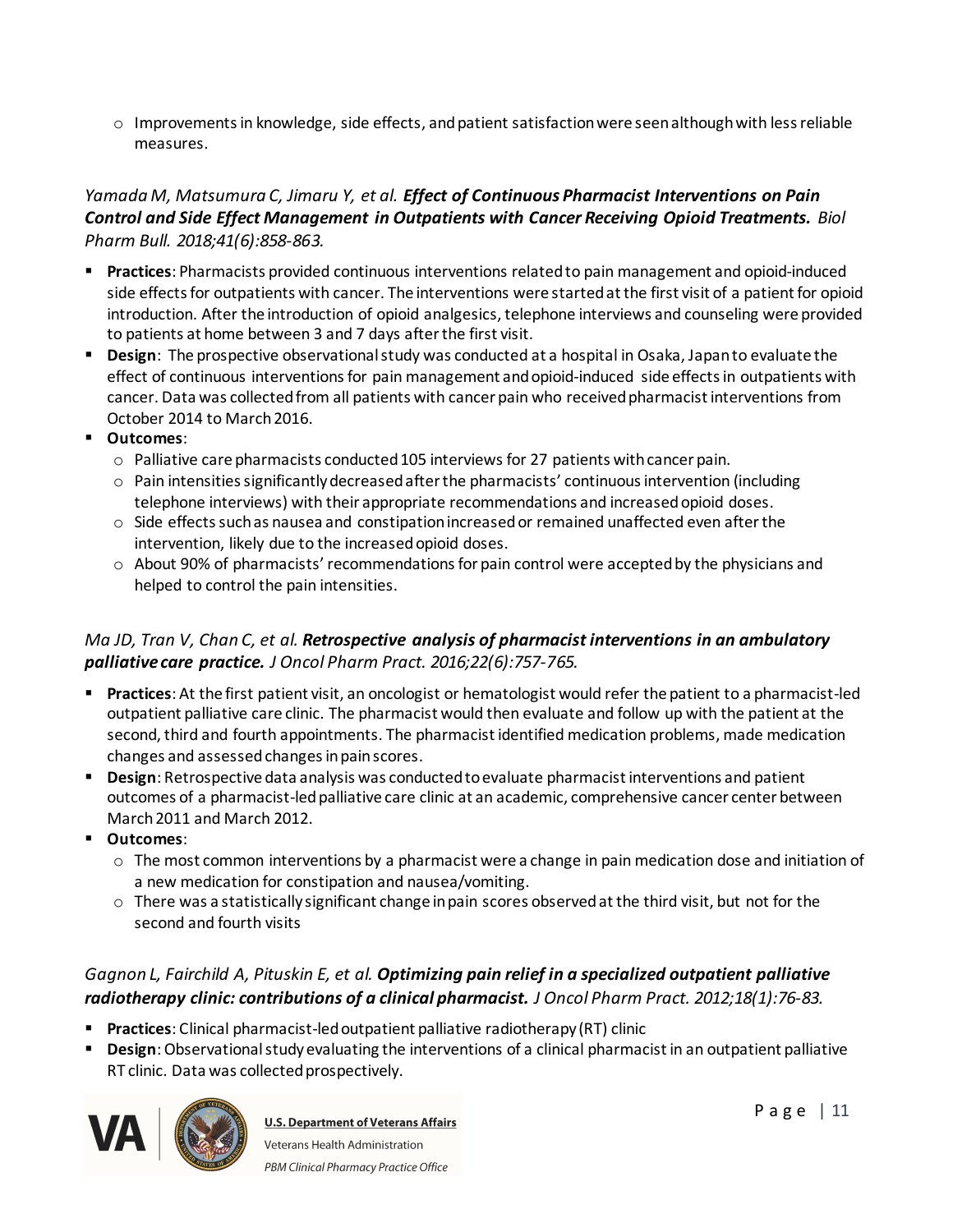- Improvements in knowledge, side effects, and patient satisfaction were seen although with less reliable measures.

*Yamada M, Matsumura C, Jimaru Y, et al.* ***Effect of Continuous Pharmacist Interventions on Pain Control and Side Effect Management in Outpatients with Cancer Receiving Opioid Treatments.*** *Biol Pharm Bull. 2018;41(6):858-863.*

- **Practices**: Pharmacists provided continuous interventions related to pain management and opioid-induced side effects for outpatients with cancer. The interventions were started at the first visit of a patient for opioid introduction. After the introduction of opioid analgesics, telephone interviews and counseling were provided to patients at home between 3 and 7 days after the first visit.
- **Design**: The prospective observational study was conducted at a hospital in Osaka, Japan to evaluate the effect of continuous interventions for pain management and opioid-induced side effects in outpatients with cancer. Data was collected from all patients with cancer pain who received pharmacist interventions from October 2014 to March 2016.
- **Outcomes**:
  - Palliative care pharmacists conducted 105 interviews for 27 patients with cancer pain.
  - Pain intensities significantly decreased after the pharmacists' continuous intervention (including telephone interviews) with their appropriate recommendations and increased opioid doses.
  - Side effects such as nausea and constipation increased or remained unaffected even after the intervention, likely due to the increased opioid doses.
  - About 90% of pharmacists' recommendations for pain control were accepted by the physicians and helped to control the pain intensities.

*Ma JD, Tran V, Chan C, et al.* ***Retrospective analysis of pharmacist interventions in an ambulatory palliative care practice.*** *J Oncol Pharm Pract. 2016;22(6):757-765.*

- **Practices**: At the first patient visit, an oncologist or hematologist would refer the patient to a pharmacist-led outpatient palliative care clinic. The pharmacist would then evaluate and follow up with the patient at the second, third and fourth appointments. The pharmacist identified medication problems, made medication changes and assessed changes in pain scores.
- **Design**: Retrospective data analysis was conducted to evaluate pharmacist interventions and patient outcomes of a pharmacist-led palliative care clinic at an academic, comprehensive cancer center between March 2011 and March 2012.
- **Outcomes**:
  - The most common interventions by a pharmacist were a change in pain medication dose and initiation of a new medication for constipation and nausea/vomiting.
  - There was a statistically significant change in pain scores observed at the third visit, but not for the second and fourth visits

*Gagnon L, Fairchild A, Pituskin E, et al.* ***Optimizing pain relief in a specialized outpatient palliative radiotherapy clinic: contributions of a clinical pharmacist.*** *J Oncol Pharm Pract. 2012;18(1):76-83.*

- **Practices**: Clinical pharmacist-led outpatient palliative radiotherapy (RT) clinic
- **Design**: Observational study evaluating the interventions of a clinical pharmacist in an outpatient palliative RT clinic. Data was collected prospectively.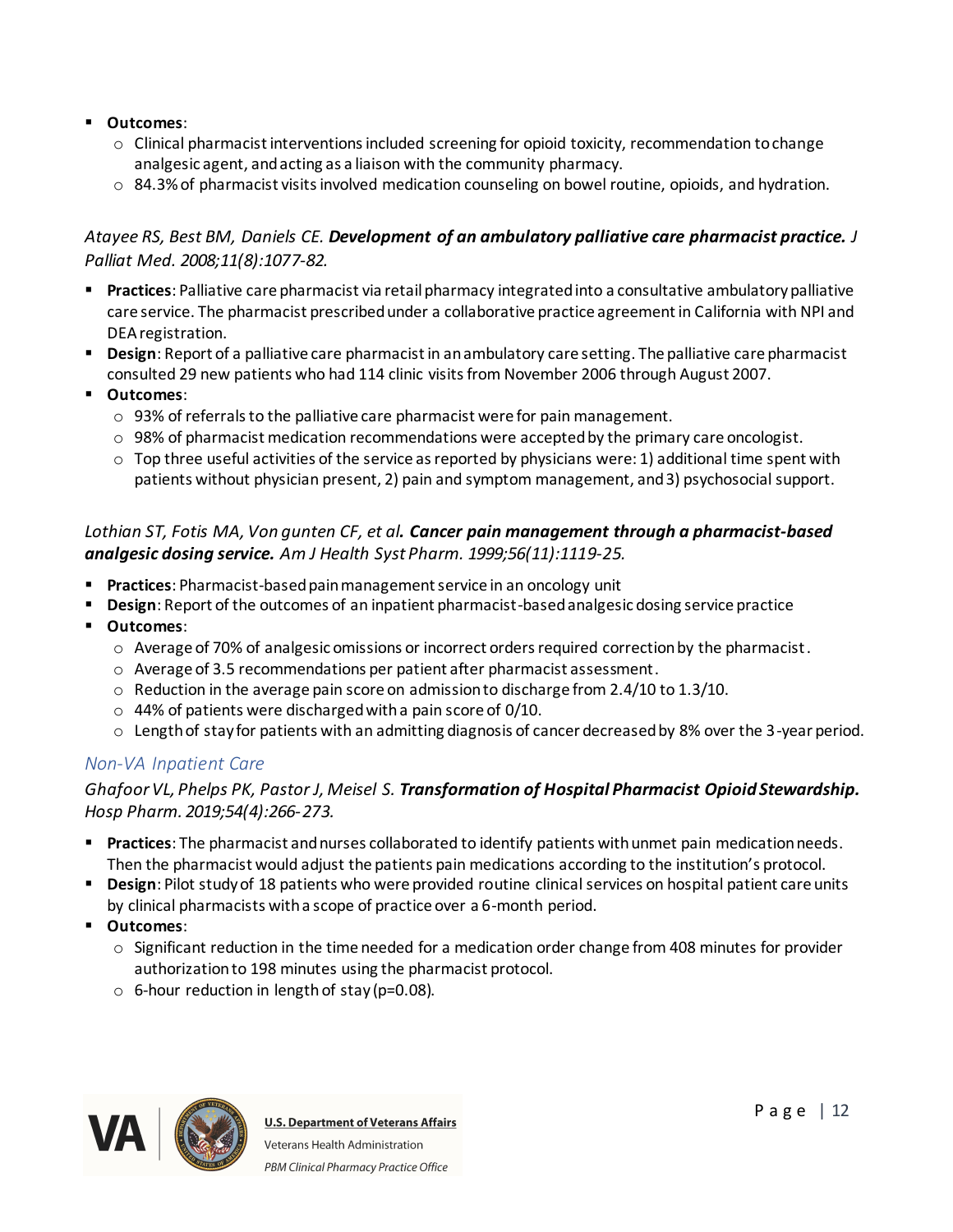- **Outcomes**:
  - Clinical pharmacist interventions included screening for opioid toxicity, recommendation to change analgesic agent, and acting as a liaison with the community pharmacy.
  - 84.3% of pharmacist visits involved medication counseling on bowel routine, opioids, and hydration.

*Atayee RS, Best BM, Daniels CE.* ***Development of an ambulatory palliative care pharmacist practice.*** *J Palliat Med. 2008;11(8):1077-82.*

- **Practices**: Palliative care pharmacist via retail pharmacy integrated into a consultative ambulatory palliative care service. The pharmacist prescribed under a collaborative practice agreement in California with NPI and DEA registration.
- **Design**: Report of a palliative care pharmacist in an ambulatory care setting. The palliative care pharmacist consulted 29 new patients who had 114 clinic visits from November 2006 through August 2007.
- **Outcomes**:
  - 93% of referrals to the palliative care pharmacist were for pain management.
  - 98% of pharmacist medication recommendations were accepted by the primary care oncologist.
  - Top three useful activities of the service as reported by physicians were: 1) additional time spent with patients without physician present, 2) pain and symptom management, and 3) psychosocial support.

*Lothian ST, Fotis MA, Von gunten CF, et al.* ***Cancer pain management through a pharmacist-based analgesic dosing service.*** *Am J Health Syst Pharm. 1999;56(11):1119-25.*

- **Practices**: Pharmacist-based pain management service in an oncology unit
- **Design**: Report of the outcomes of an inpatient pharmacist-based analgesic dosing service practice
- **Outcomes**:
  - Average of 70% of analgesic omissions or incorrect orders required correction by the pharmacist.
  - Average of 3.5 recommendations per patient after pharmacist assessment.
  - Reduction in the average pain score on admission to discharge from 2.4/10 to 1.3/10.
  - 44% of patients were discharged with a pain score of 0/10.
  - Length of stay for patients with an admitting diagnosis of cancer decreased by 8% over the 3-year period.

### *Non-VA Inpatient Care*

*Ghafoor VL, Phelps PK, Pastor J, Meisel S.* ***Transformation of Hospital Pharmacist Opioid Stewardship.*** *Hosp Pharm. 2019;54(4):266-273.*

- **Practices**: The pharmacist and nurses collaborated to identify patients with unmet pain medication needs. Then the pharmacist would adjust the patients pain medications according to the institution's protocol.
- **Design**: Pilot study of 18 patients who were provided routine clinical services on hospital patient care units by clinical pharmacists with a scope of practice over a 6-month period.
- **Outcomes**:
  - Significant reduction in the time needed for a medication order change from 408 minutes for provider authorization to 198 minutes using the pharmacist protocol.
  - 6-hour reduction in length of stay ($p=0.08$).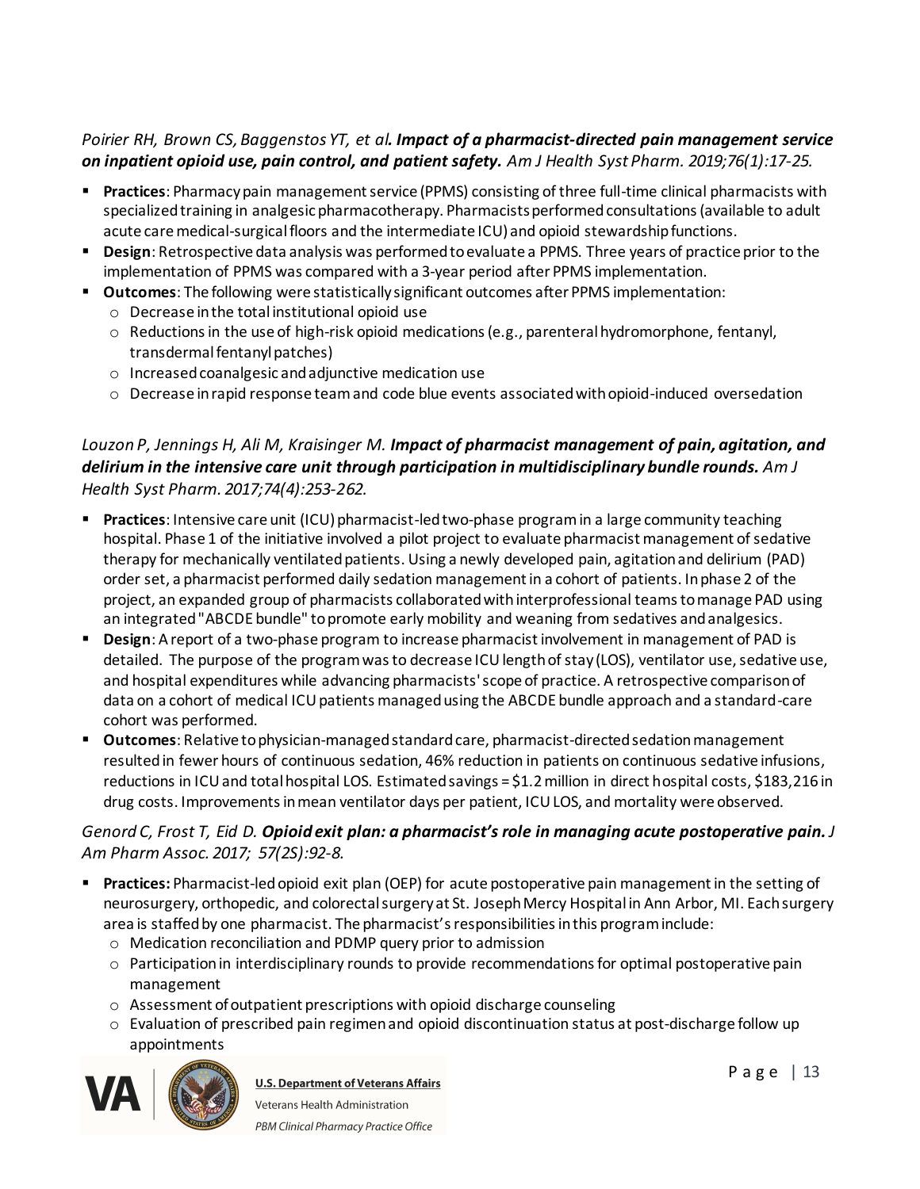*Poirier RH, Brown CS, Baggenstos YT, et al. **Impact of a pharmacist-directed pain management service on inpatient opioid use, pain control, and patient safety.** Am J Health Syst Pharm. 2019;76(1):17-25.*

- **Practices**: Pharmacy pain management service (PPMS) consisting of three full-time clinical pharmacists with specialized training in analgesic pharmacotherapy. Pharmacists performed consultations (available to adult acute care medical-surgical floors and the intermediate ICU) and opioid stewardship functions.
- **Design**: Retrospective data analysis was performed to evaluate a PPMS. Three years of practice prior to the implementation of PPMS was compared with a 3-year period after PPMS implementation.
- **Outcomes**: The following were statistically significant outcomes after PPMS implementation:
  - Decrease in the total institutional opioid use
  - Reductions in the use of high-risk opioid medications (e.g., parenteral hydromorphone, fentanyl, transdermal fentanyl patches)
  - Increased coanalgesic and adjunctive medication use
  - Decrease in rapid response team and code blue events associated with opioid-induced oversedation

*Louzon P, Jennings H, Ali M, Kraisinger M. **Impact of pharmacist management of pain, agitation, and delirium in the intensive care unit through participation in multidisciplinary bundle rounds.** Am J Health Syst Pharm. 2017;74(4):253-262.*

- **Practices**: Intensive care unit (ICU) pharmacist-led two-phase program in a large community teaching hospital. Phase 1 of the initiative involved a pilot project to evaluate pharmacist management of sedative therapy for mechanically ventilated patients. Using a newly developed pain, agitation and delirium (PAD) order set, a pharmacist performed daily sedation management in a cohort of patients. In phase 2 of the project, an expanded group of pharmacists collaborated with interprofessional teams to manage PAD using an integrated "ABCDE bundle" to promote early mobility and weaning from sedatives and analgesics.
- **Design**: A report of a two-phase program to increase pharmacist involvement in management of PAD is detailed. The purpose of the program was to decrease ICU length of stay (LOS), ventilator use, sedative use, and hospital expenditures while advancing pharmacists' scope of practice. A retrospective comparison of data on a cohort of medical ICU patients managed using the ABCDE bundle approach and a standard-care cohort was performed.
- **Outcomes**: Relative to physician-managed standard care, pharmacist-directed sedation management resulted in fewer hours of continuous sedation, 46% reduction in patients on continuous sedative infusions, reductions in ICU and total hospital LOS. Estimated savings = $1.2 million in direct hospital costs, $183,216 in drug costs. Improvements in mean ventilator days per patient, ICU LOS, and mortality were observed.

*Genord C, Frost T, Eid D. **Opioid exit plan: a pharmacist's role in managing acute postoperative pain.** J Am Pharm Assoc. 2017; 57(2S):92-8.*

- **Practices:** Pharmacist-led opioid exit plan (OEP) for acute postoperative pain management in the setting of neurosurgery, orthopedic, and colorectal surgery at St. Joseph Mercy Hospital in Ann Arbor, MI. Each surgery area is staffed by one pharmacist. The pharmacist's responsibilities in this program include:
  - Medication reconciliation and PDMP query prior to admission
  - Participation in interdisciplinary rounds to provide recommendations for optimal postoperative pain management
  - Assessment of outpatient prescriptions with opioid discharge counseling
  - Evaluation of prescribed pain regimen and opioid discontinuation status at post-discharge follow up appointments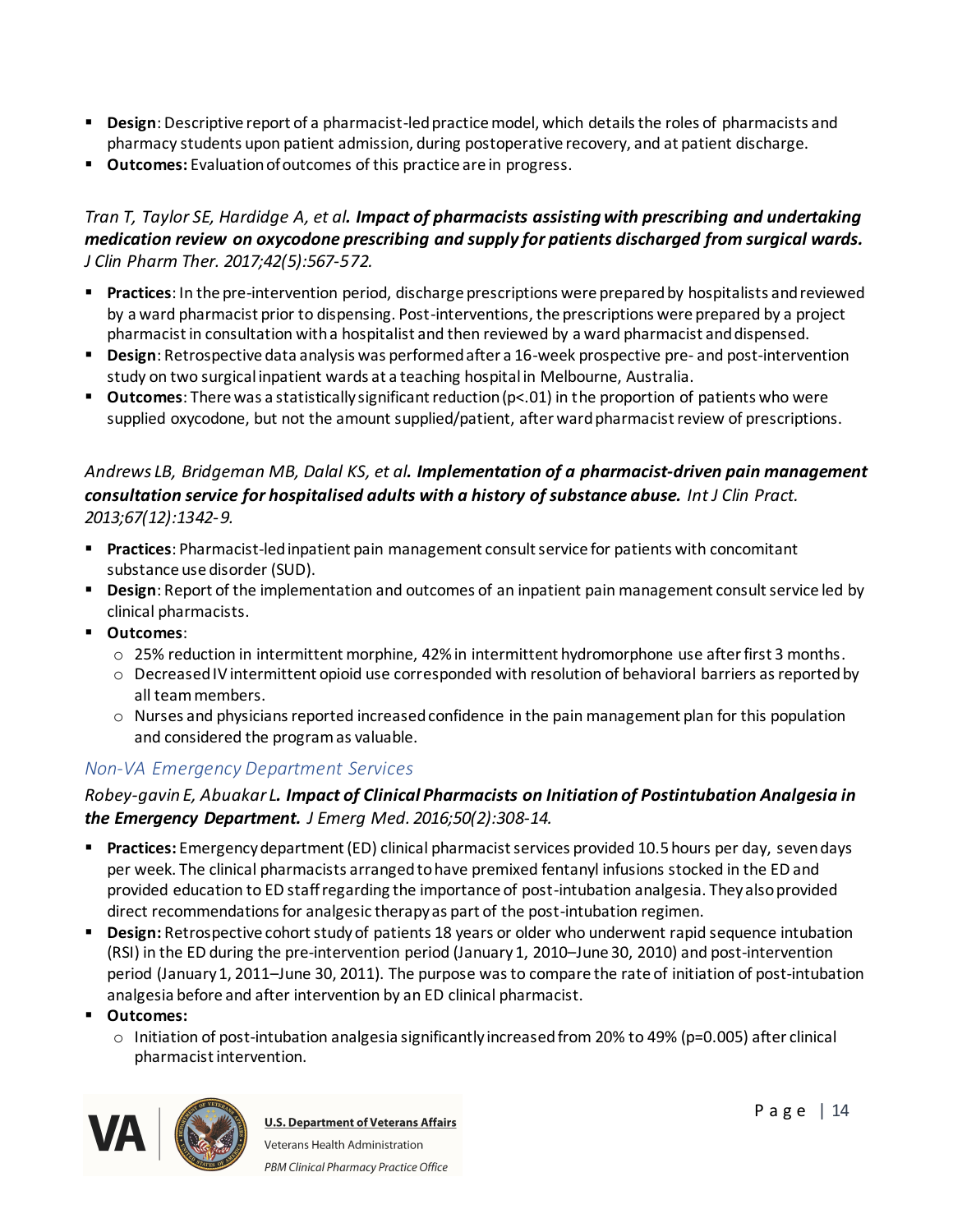- **Design**: Descriptive report of a pharmacist-led practice model, which details the roles of pharmacists and pharmacy students upon patient admission, during postoperative recovery, and at patient discharge.
- **Outcomes:** Evaluation of outcomes of this practice are in progress.

*Tran T, Taylor SE, Hardidge A, et al.* ***Impact of pharmacists assisting with prescribing and undertaking medication review on oxycodone prescribing and supply for patients discharged from surgical wards.*** *J Clin Pharm Ther. 2017;42(5):567-572.*

- **Practices**: In the pre-intervention period, discharge prescriptions were prepared by hospitalists and reviewed by a ward pharmacist prior to dispensing. Post-interventions, the prescriptions were prepared by a project pharmacist in consultation with a hospitalist and then reviewed by a ward pharmacist and dispensed.
- **Design**: Retrospective data analysis was performed after a 16-week prospective pre- and post-intervention study on two surgical inpatient wards at a teaching hospital in Melbourne, Australia.
- **Outcomes**: There was a statistically significant reduction ($p<.01$) in the proportion of patients who were supplied oxycodone, but not the amount supplied/patient, after ward pharmacist review of prescriptions.

*Andrews LB, Bridgeman MB, Dalal KS, et al.* ***Implementation of a pharmacist-driven pain management consultation service for hospitalised adults with a history of substance abuse.*** *Int J Clin Pract. 2013;67(12):1342-9.*

- **Practices**: Pharmacist-led inpatient pain management consult service for patients with concomitant substance use disorder (SUD).
- **Design**: Report of the implementation and outcomes of an inpatient pain management consult service led by clinical pharmacists.
- **Outcomes**:
  - 25% reduction in intermittent morphine, 42% in intermittent hydromorphone use after first 3 months.
  - Decreased IV intermittent opioid use corresponded with resolution of behavioral barriers as reported by all team members.
  - Nurses and physicians reported increased confidence in the pain management plan for this population and considered the program as valuable.

### *Non-VA Emergency Department Services*

*Robey-gavin E, Abuakar L.* ***Impact of Clinical Pharmacists on Initiation of Postintubation Analgesia in the Emergency Department.*** *J Emerg Med. 2016;50(2):308-14.*

- **Practices:** Emergency department (ED) clinical pharmacist services provided 10.5 hours per day, seven days per week. The clinical pharmacists arranged to have premixed fentanyl infusions stocked in the ED and provided education to ED staff regarding the importance of post-intubation analgesia. They also provided direct recommendations for analgesic therapy as part of the post-intubation regimen.
- **Design:** Retrospective cohort study of patients 18 years or older who underwent rapid sequence intubation (RSI) in the ED during the pre-intervention period (January 1, 2010–June 30, 2010) and post-intervention period (January 1, 2011–June 30, 2011). The purpose was to compare the rate of initiation of post-intubation analgesia before and after intervention by an ED clinical pharmacist.
- **Outcomes:**
  - Initiation of post-intubation analgesia significantly increased from 20% to 49% ($p=0.005$) after clinical pharmacist intervention.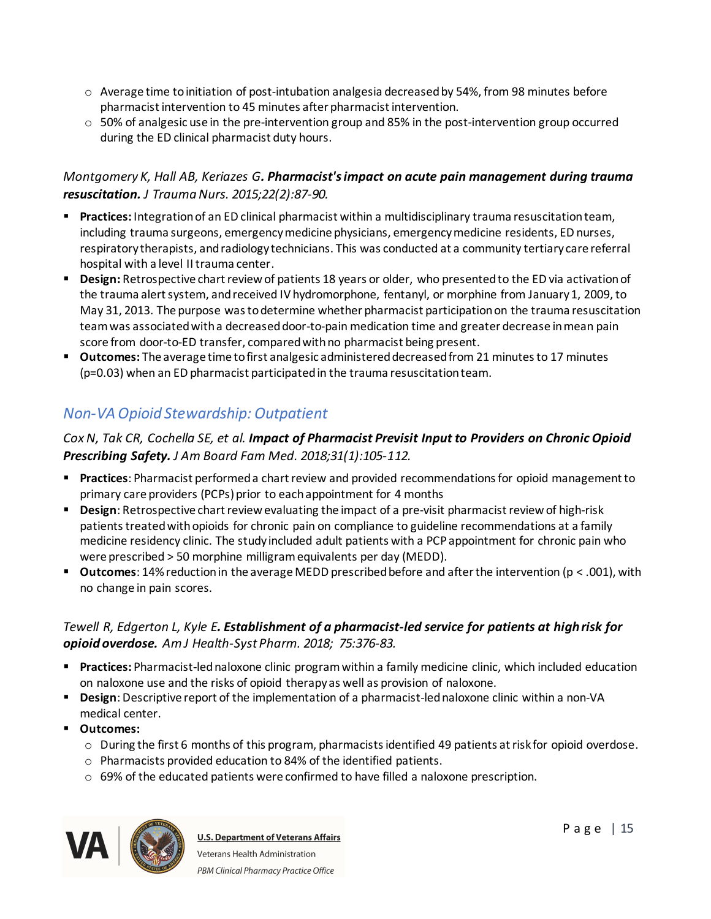- Average time to initiation of post-intubation analgesia decreased by 54%, from 98 minutes before pharmacist intervention to 45 minutes after pharmacist intervention.
- 50% of analgesic use in the pre-intervention group and 85% in the post-intervention group occurred during the ED clinical pharmacist duty hours.

*Montgomery K, Hall AB, Keriazes G. **Pharmacist's impact on acute pain management during trauma resuscitation.** J Trauma Nurs. 2015;22(2):87-90.*

- **Practices:** Integration of an ED clinical pharmacist within a multidisciplinary trauma resuscitation team, including trauma surgeons, emergency medicine physicians, emergency medicine residents, ED nurses, respiratory therapists, and radiology technicians. This was conducted at a community tertiary care referral hospital with a level II trauma center.
- **Design:** Retrospective chart review of patients 18 years or older, who presented to the ED via activation of the trauma alert system, and received IV hydromorphone, fentanyl, or morphine from January 1, 2009, to May 31, 2013. The purpose was to determine whether pharmacist participation on the trauma resuscitation team was associated with a decreased door-to-pain medication time and greater decrease in mean pain score from door-to-ED transfer, compared with no pharmacist being present.
- **Outcomes:** The average time to first analgesic administered decreased from 21 minutes to 17 minutes ($p=0.03$) when an ED pharmacist participated in the trauma resuscitation team.

## Non-VA Opioid Stewardship: Outpatient

*Cox N, Tak CR, Cochella SE, et al. **Impact of Pharmacist Previsit Input to Providers on Chronic Opioid Prescribing Safety.** J Am Board Fam Med. 2018;31(1):105-112.*

- **Practices**: Pharmacist performed a chart review and provided recommendations for opioid management to primary care providers (PCPs) prior to each appointment for 4 months
- **Design**: Retrospective chart review evaluating the impact of a pre-visit pharmacist review of high-risk patients treated with opioids for chronic pain on compliance to guideline recommendations at a family medicine residency clinic. The study included adult patients with a PCP appointment for chronic pain who were prescribed > 50 morphine milligram equivalents per day (MEDD).
- **Outcomes**: 14% reduction in the average MEDD prescribed before and after the intervention ($p < .001$), with no change in pain scores.

*Tewell R, Edgerton L, Kyle E. **Establishment of a pharmacist-led service for patients at high risk for opioid overdose.** Am J Health-Syst Pharm. 2018; 75:376-83.*

- **Practices:** Pharmacist-led naloxone clinic program within a family medicine clinic, which included education on naloxone use and the risks of opioid therapy as well as provision of naloxone.
- **Design**: Descriptive report of the implementation of a pharmacist-led naloxone clinic within a non-VA medical center.
- **Outcomes:**
  - During the first 6 months of this program, pharmacists identified 49 patients at risk for opioid overdose.
  - Pharmacists provided education to 84% of the identified patients.
  - 69% of the educated patients were confirmed to have filled a naloxone prescription.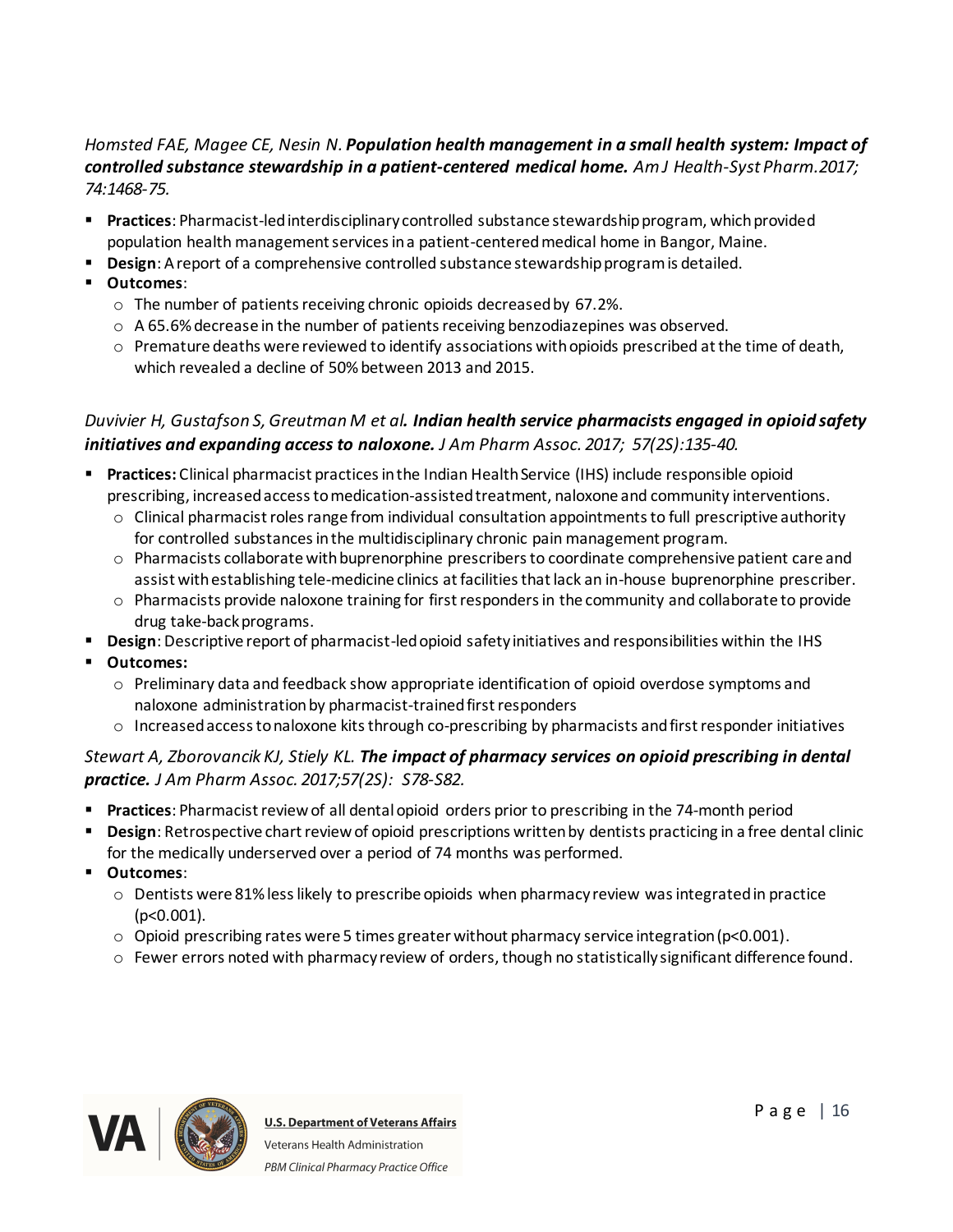*Homsted FAE, Magee CE, Nesin N.* ***Population health management in a small health system: Impact of controlled substance stewardship in a patient-centered medical home.*** *Am J Health-Syst Pharm.2017; 74:1468-75.*

- **Practices**: Pharmacist-led interdisciplinary controlled substance stewardship program, which provided population health management services in a patient-centered medical home in Bangor, Maine.
- **Design**: A report of a comprehensive controlled substance stewardship program is detailed.
- **Outcomes**:
  - The number of patients receiving chronic opioids decreased by 67.2%.
  - A 65.6% decrease in the number of patients receiving benzodiazepines was observed.
  - Premature deaths were reviewed to identify associations with opioids prescribed at the time of death, which revealed a decline of 50% between 2013 and 2015.

*Duvivier H, Gustafson S, Greutman M et al.* ***Indian health service pharmacists engaged in opioid safety initiatives and expanding access to naloxone.*** *J Am Pharm Assoc. 2017; 57(2S):135-40.*

- **Practices:** Clinical pharmacist practices in the Indian Health Service (IHS) include responsible opioid prescribing, increased access to medication-assisted treatment, naloxone and community interventions.
  - Clinical pharmacist roles range from individual consultation appointments to full prescriptive authority for controlled substances in the multidisciplinary chronic pain management program.
  - Pharmacists collaborate with buprenorphine prescribers to coordinate comprehensive patient care and assist with establishing tele-medicine clinics at facilities that lack an in-house buprenorphine prescriber.
  - Pharmacists provide naloxone training for first responders in the community and collaborate to provide drug take-back programs.
- **Design**: Descriptive report of pharmacist-led opioid safety initiatives and responsibilities within the IHS
- **Outcomes:**
  - Preliminary data and feedback show appropriate identification of opioid overdose symptoms and naloxone administration by pharmacist-trained first responders
  - Increased access to naloxone kits through co-prescribing by pharmacists and first responder initiatives

*Stewart A, Zborovancik KJ, Stiely KL.* ***The impact of pharmacy services on opioid prescribing in dental practice.*** *J Am Pharm Assoc. 2017;57(2S): S78-S82.*

- **Practices**: Pharmacist review of all dental opioid orders prior to prescribing in the 74-month period
- **Design**: Retrospective chart review of opioid prescriptions written by dentists practicing in a free dental clinic for the medically underserved over a period of 74 months was performed.
- **Outcomes**:
  - Dentists were 81% less likely to prescribe opioids when pharmacy review was integrated in practice ($p<0.001$).
  - Opioid prescribing rates were 5 times greater without pharmacy service integration ($p<0.001$).
  - Fewer errors noted with pharmacy review of orders, though no statistically significant difference found.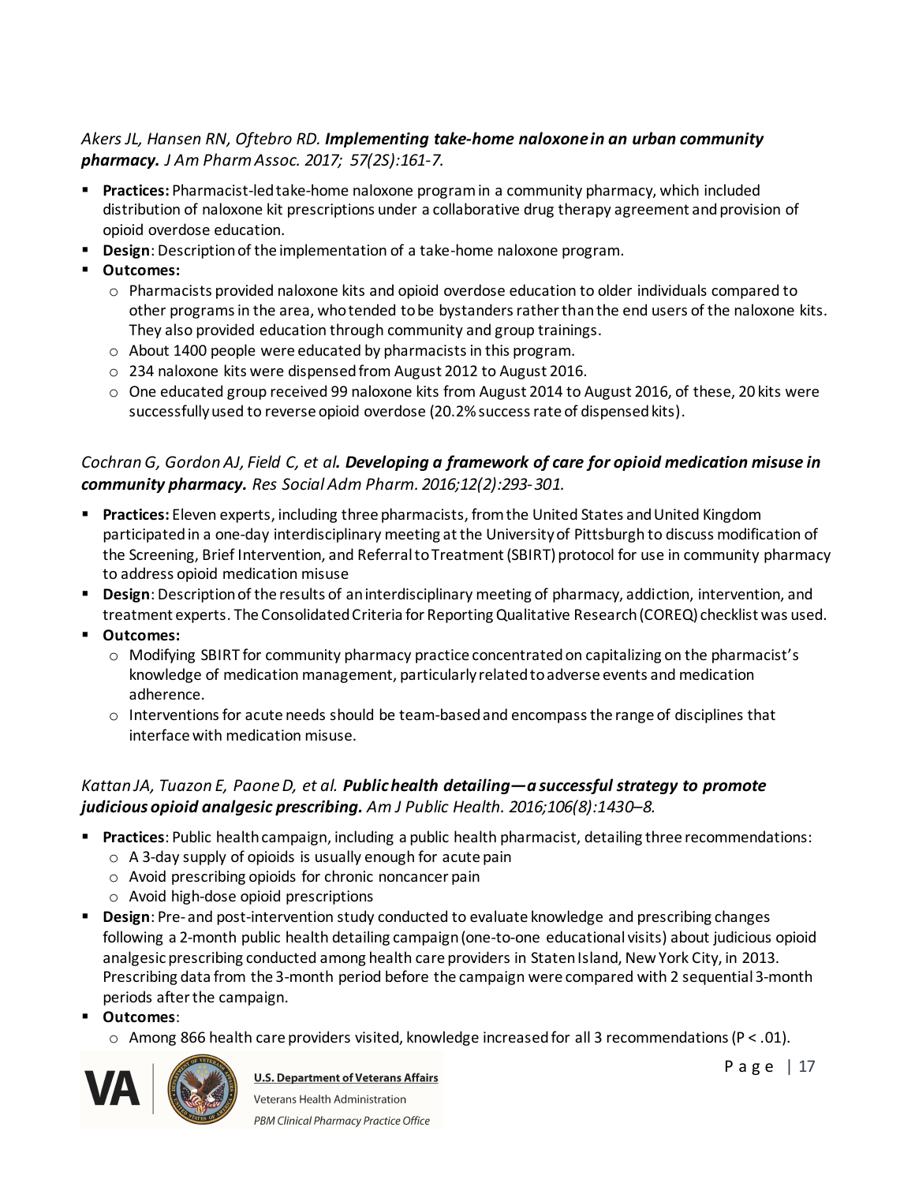*Akers JL, Hansen RN, Oftebro RD.* ***Implementing take-home naloxone in an urban community pharmacy.*** *J Am Pharm Assoc. 2017; 57(2S):161-7.*

- **Practices:** Pharmacist-led take-home naloxone program in a community pharmacy, which included distribution of naloxone kit prescriptions under a collaborative drug therapy agreement and provision of opioid overdose education.
- **Design**: Description of the implementation of a take-home naloxone program.
- **Outcomes:**
  - Pharmacists provided naloxone kits and opioid overdose education to older individuals compared to other programs in the area, who tended to be bystanders rather than the end users of the naloxone kits. They also provided education through community and group trainings.
  - About 1400 people were educated by pharmacists in this program.
  - 234 naloxone kits were dispensed from August 2012 to August 2016.
  - One educated group received 99 naloxone kits from August 2014 to August 2016, of these, 20 kits were successfully used to reverse opioid overdose (20.2% success rate of dispensed kits).

*Cochran G, Gordon AJ, Field C, et al.* ***Developing a framework of care for opioid medication misuse in community pharmacy.*** *Res Social Adm Pharm. 2016;12(2):293-301.*

- **Practices:** Eleven experts, including three pharmacists, from the United States and United Kingdom participated in a one-day interdisciplinary meeting at the University of Pittsburgh to discuss modification of the Screening, Brief Intervention, and Referral to Treatment (SBIRT) protocol for use in community pharmacy to address opioid medication misuse
- **Design**: Description of the results of an interdisciplinary meeting of pharmacy, addiction, intervention, and treatment experts. The Consolidated Criteria for Reporting Qualitative Research (COREQ) checklist was used.
- **Outcomes:**
  - Modifying SBIRT for community pharmacy practice concentrated on capitalizing on the pharmacist's knowledge of medication management, particularly related to adverse events and medication adherence.
  - Interventions for acute needs should be team-based and encompass the range of disciplines that interface with medication misuse.

*Kattan JA, Tuazon E, Paone D, et al.* ***Public health detailing—a successful strategy to promote judicious opioid analgesic prescribing.*** *Am J Public Health. 2016;106(8):1430–8.*

- **Practices**: Public health campaign, including a public health pharmacist, detailing three recommendations:
  - A 3-day supply of opioids is usually enough for acute pain
  - Avoid prescribing opioids for chronic noncancer pain
  - Avoid high-dose opioid prescriptions
- **Design**: Pre- and post-intervention study conducted to evaluate knowledge and prescribing changes following a 2-month public health detailing campaign (one-to-one educational visits) about judicious opioid analgesic prescribing conducted among health care providers in Staten Island, New York City, in 2013. Prescribing data from the 3-month period before the campaign were compared with 2 sequential 3-month periods after the campaign.
- **Outcomes**:
  - Among 866 health care providers visited, knowledge increased for all 3 recommendations ($P < .01$).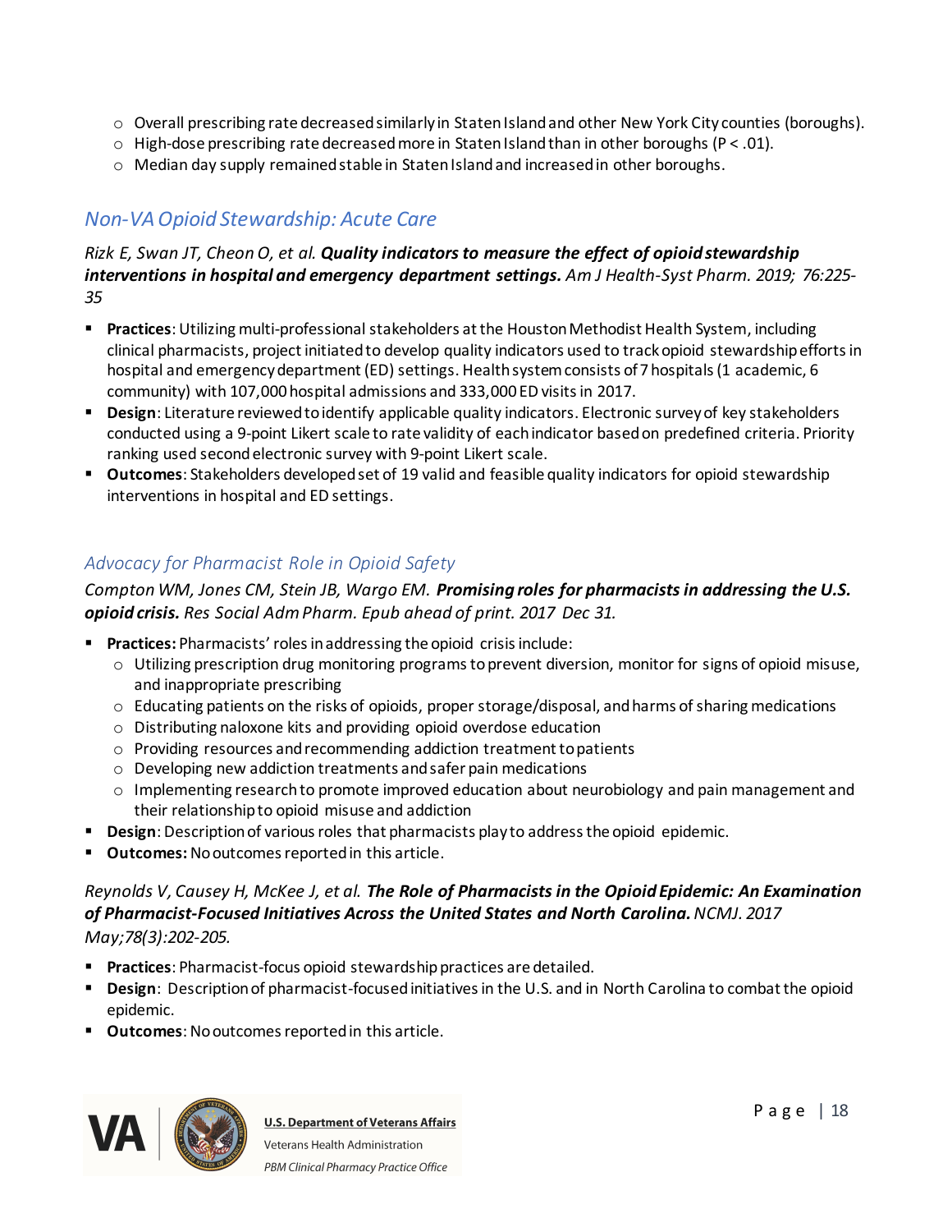- Overall prescribing rate decreased similarly in Staten Island and other New York City counties (boroughs).
- High-dose prescribing rate decreased more in Staten Island than in other boroughs ($P < .01$).
- Median day supply remained stable in Staten Island and increased in other boroughs.

## *Non-VA Opioid Stewardship: Acute Care*

*Rizk E, Swan JT, Cheon O, et al.* ***Quality indicators to measure the effect of opioid stewardship interventions in hospital and emergency department settings.*** *Am J Health-Syst Pharm. 2019; 76:225-35*

- **Practices**: Utilizing multi-professional stakeholders at the Houston Methodist Health System, including clinical pharmacists, project initiated to develop quality indicators used to track opioid stewardship efforts in hospital and emergency department (ED) settings. Health system consists of 7 hospitals (1 academic, 6 community) with 107,000 hospital admissions and 333,000 ED visits in 2017.
- **Design**: Literature reviewed to identify applicable quality indicators. Electronic survey of key stakeholders conducted using a 9-point Likert scale to rate validity of each indicator based on predefined criteria. Priority ranking used second electronic survey with 9-point Likert scale.
- **Outcomes**: Stakeholders developed set of 19 valid and feasible quality indicators for opioid stewardship interventions in hospital and ED settings.

## *Advocacy for Pharmacist Role in Opioid Safety*

*Compton WM, Jones CM, Stein JB, Wargo EM.* ***Promising roles for pharmacists in addressing the U.S. opioid crisis.*** *Res Social Adm Pharm. Epub ahead of print. 2017 Dec 31.*

- **Practices:** Pharmacists' roles in addressing the opioid crisis include:
  - Utilizing prescription drug monitoring programs to prevent diversion, monitor for signs of opioid misuse, and inappropriate prescribing
  - Educating patients on the risks of opioids, proper storage/disposal, and harms of sharing medications
  - Distributing naloxone kits and providing opioid overdose education
  - Providing resources and recommending addiction treatment to patients
  - Developing new addiction treatments and safer pain medications
  - Implementing research to promote improved education about neurobiology and pain management and their relationship to opioid misuse and addiction
- **Design**: Description of various roles that pharmacists play to address the opioid epidemic.
- **Outcomes:** No outcomes reported in this article.

*Reynolds V, Causey H, McKee J, et al.* ***The Role of Pharmacists in the Opioid Epidemic: An Examination of Pharmacist-Focused Initiatives Across the United States and North Carolina.*** *NCMJ. 2017 May;78(3):202-205.*

- **Practices**: Pharmacist-focus opioid stewardship practices are detailed.
- **Design**: Description of pharmacist-focused initiatives in the U.S. and in North Carolina to combat the opioid epidemic.
- **Outcomes**: No outcomes reported in this article.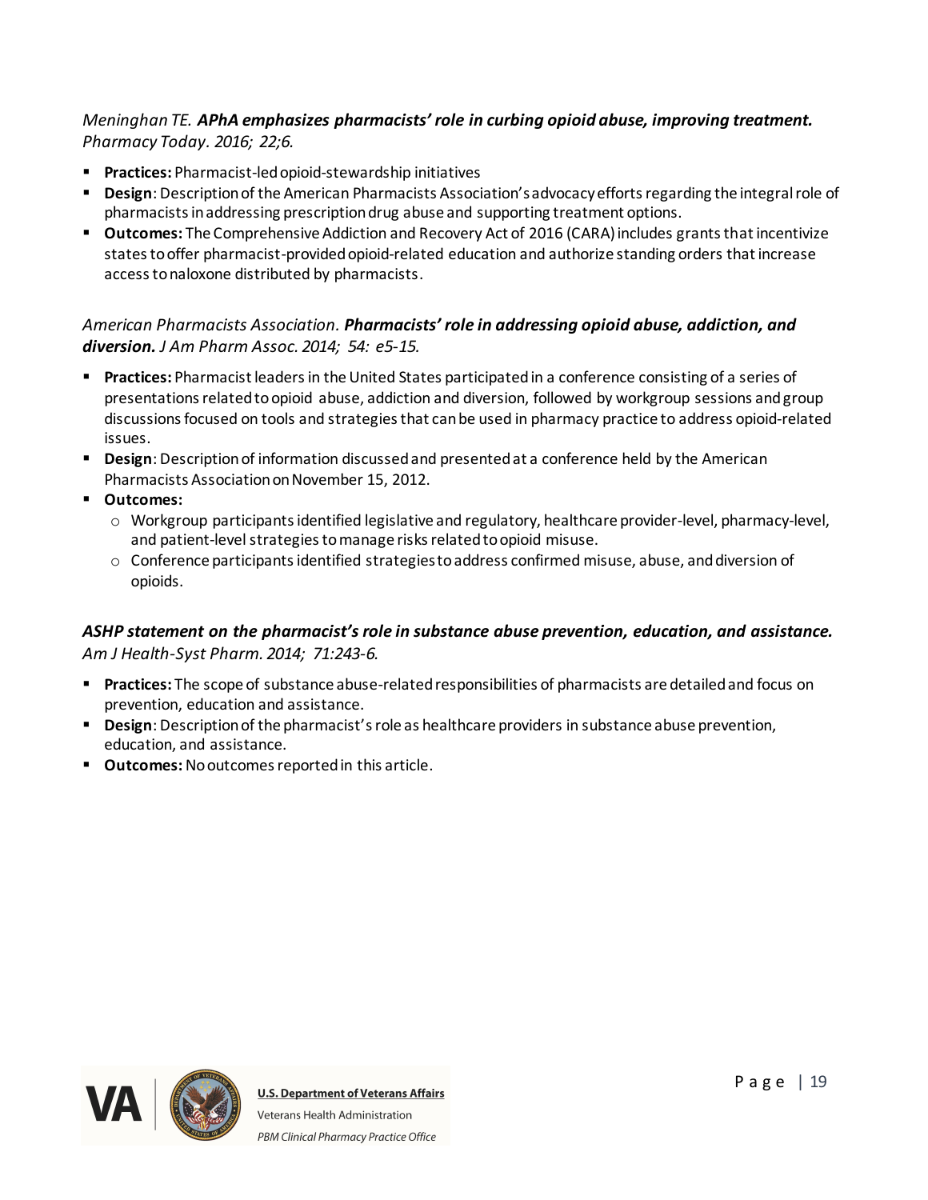*Meninghan TE.* ***APhA emphasizes pharmacists' role in curbing opioid abuse, improving treatment.*** *Pharmacy Today. 2016; 22;6.*

- **Practices:** Pharmacist-led opioid-stewardship initiatives
- **Design**: Description of the American Pharmacists Association's advocacy efforts regarding the integral role of pharmacists in addressing prescription drug abuse and supporting treatment options.
- **Outcomes:** The Comprehensive Addiction and Recovery Act of 2016 (CARA) includes grants that incentivize states to offer pharmacist-provided opioid-related education and authorize standing orders that increase access to naloxone distributed by pharmacists.

*American Pharmacists Association.* ***Pharmacists' role in addressing opioid abuse, addiction, and diversion.*** *J Am Pharm Assoc. 2014; 54: e5-15.*

- **Practices:** Pharmacist leaders in the United States participated in a conference consisting of a series of presentations related to opioid abuse, addiction and diversion, followed by workgroup sessions and group discussions focused on tools and strategies that can be used in pharmacy practice to address opioid-related issues.
- **Design**: Description of information discussed and presented at a conference held by the American Pharmacists Association on November 15, 2012.
- **Outcomes:**
  - Workgroup participants identified legislative and regulatory, healthcare provider-level, pharmacy-level, and patient-level strategies to manage risks related to opioid misuse.
  - Conference participants identified strategies to address confirmed misuse, abuse, and diversion of opioids.

***ASHP statement on the pharmacist's role in substance abuse prevention, education, and assistance.*** *Am J Health-Syst Pharm. 2014; 71:243-6.*

- **Practices:** The scope of substance abuse-related responsibilities of pharmacists are detailed and focus on prevention, education and assistance.
- **Design**: Description of the pharmacist's role as healthcare providers in substance abuse prevention, education, and assistance.
- **Outcomes:** No outcomes reported in this article.